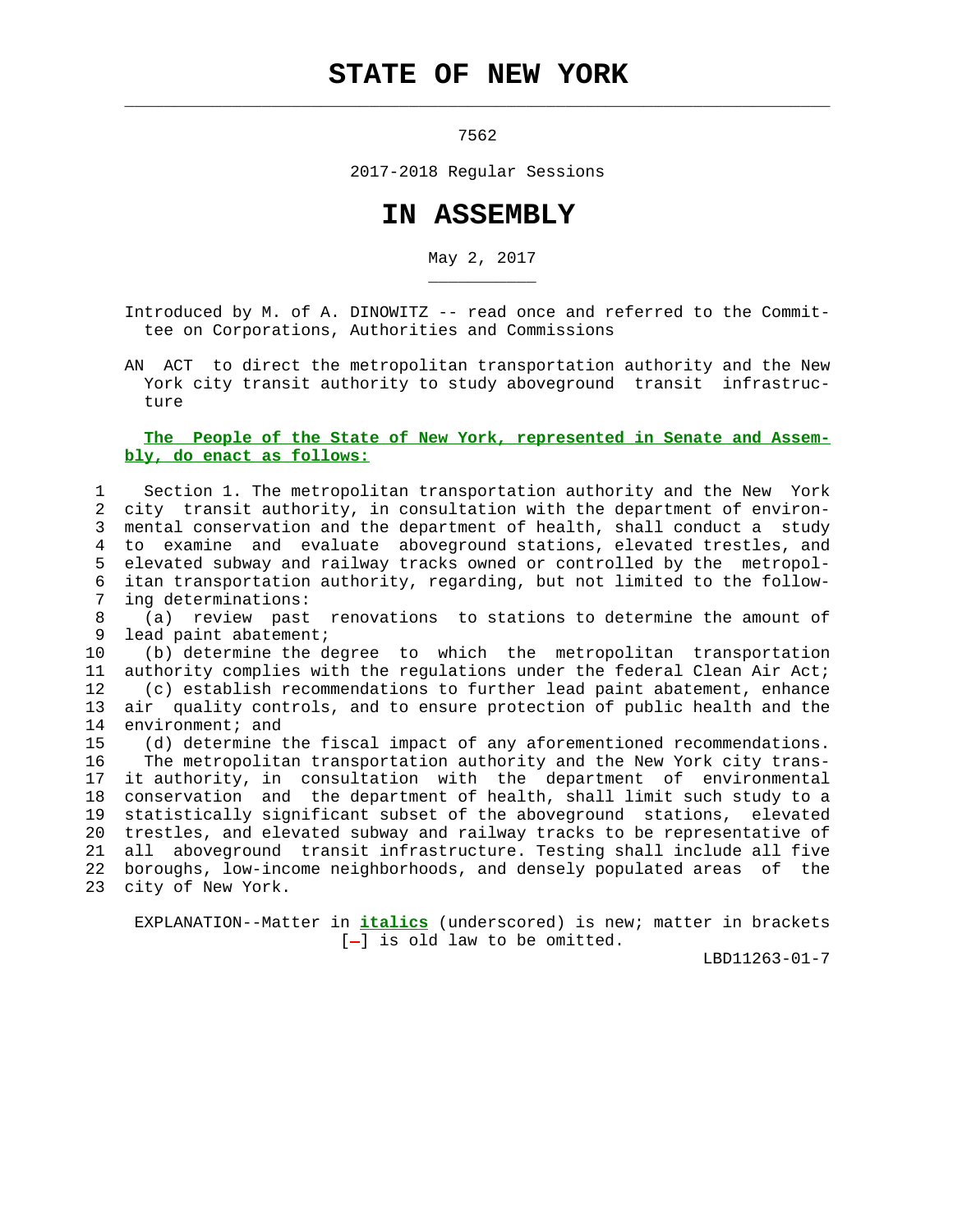# STATE OF NEW YORK

7562

2017-2018 Regular Sessions

# IN ASSEMBLY

May 2, 2017

Introduced by M. of A. DINOWITZ -- read once and referred to the Committee on Corporations, Authorities and Commissions

AN ACT to direct the metropolitan transportation authority and the New York city transit authority to study aboveground transit infrastructure

**The People of the State of New York, represented in Senate and Assembly, do enact as follows:**

Section 1. The metropolitan transportation authority and the New York city transit authority, in consultation with the department of environmental conservation and the department of health, shall conduct a study to examine and evaluate aboveground stations, elevated trestles, and elevated subway and railway tracks owned or controlled by the metropolitan transportation authority, regarding, but not limited to the following determinations:

(a) review past renovations to stations to determine the amount of lead paint abatement;

(b) determine the degree to which the metropolitan transportation authority complies with the regulations under the federal Clean Air Act;

(c) establish recommendations to further lead paint abatement, enhance air quality controls, and to ensure protection of public health and the environment; and

(d) determine the fiscal impact of any aforementioned recommendations.

The metropolitan transportation authority and the New York city transit authority, in consultation with the department of environmental conservation and the department of health, shall limit such study to a statistically significant subset of the aboveground stations, elevated trestles, and elevated subway and railway tracks to be representative of all aboveground transit infrastructure. Testing shall include all five boroughs, low-income neighborhoods, and densely populated areas of the city of New York.

EXPLANATION--Matter in ***italics*** (underscored) is new; matter in brackets [-] is old law to be omitted.

LBD11263-01-7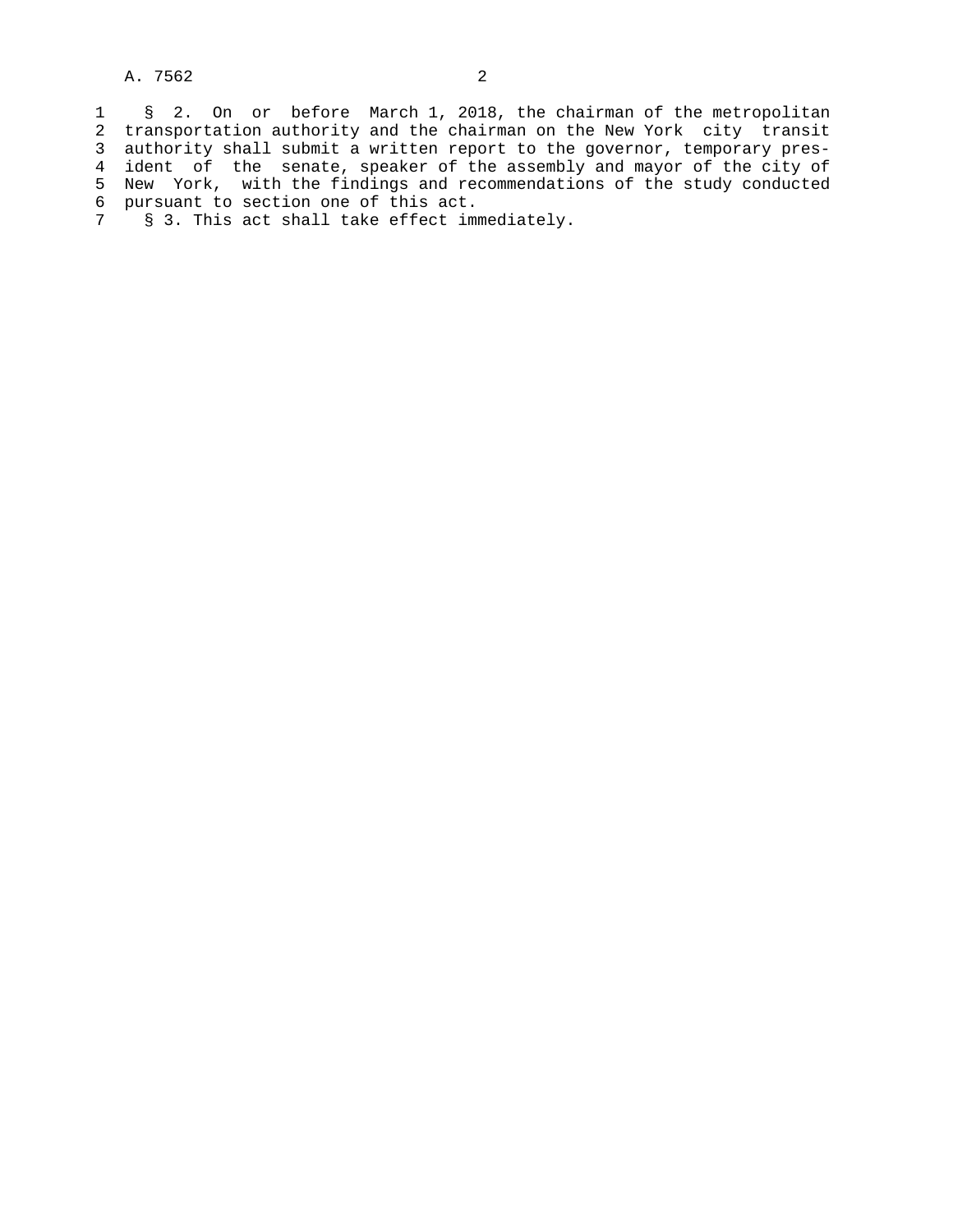§ 2. On or before March 1, 2018, the chairman of the metropolitan transportation authority and the chairman on the New York city transit authority shall submit a written report to the governor, temporary president of the senate, speaker of the assembly and mayor of the city of New York, with the findings and recommendations of the study conducted pursuant to section one of this act.

§ 3. This act shall take effect immediately.